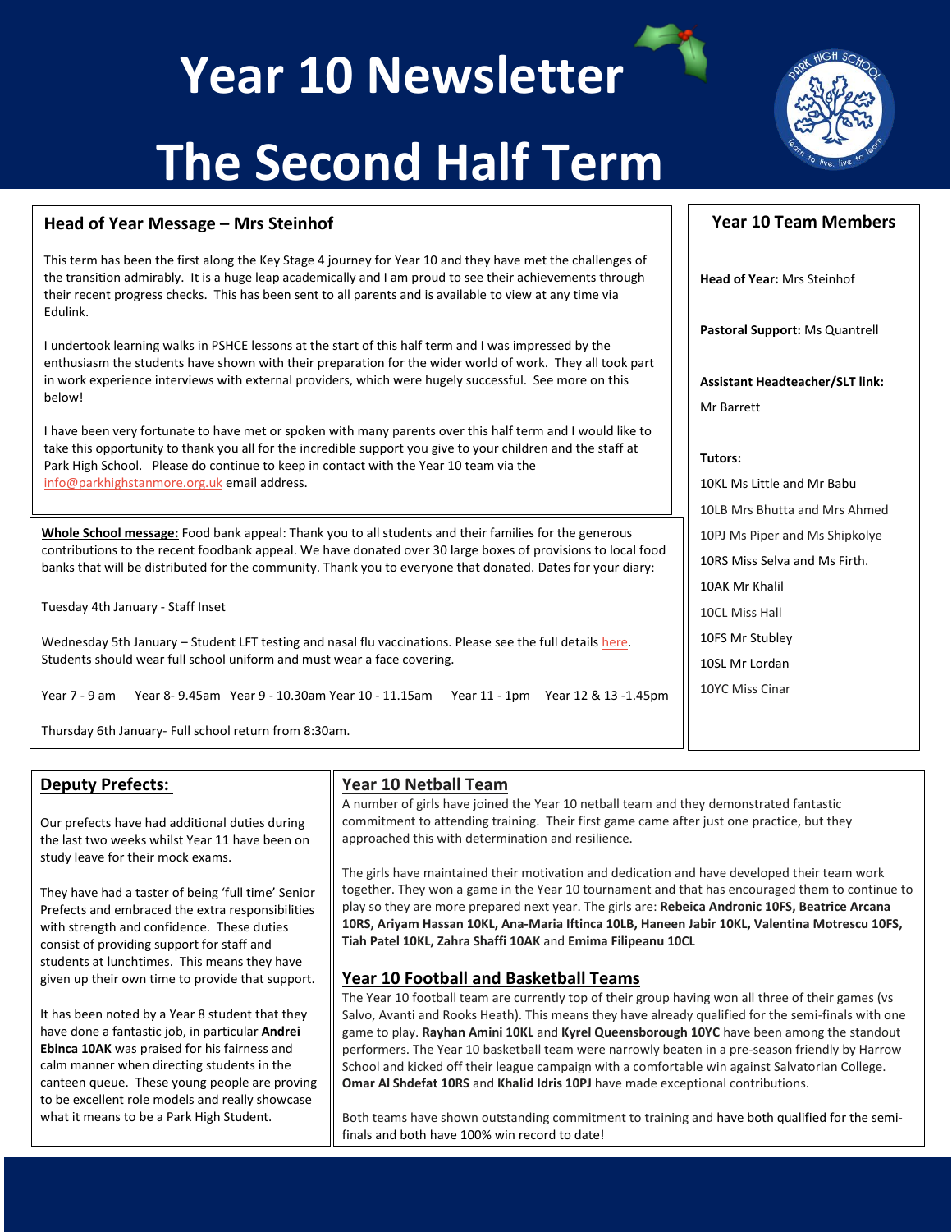# Year 10 Newsletter

# The Second Half Term

## Head of Year Message – Mrs Steinhof

This term has been the first along the Key Stage 4 journey for Year 10 and they have met the challenges of the transition admirably. It is a huge leap academically and I am proud to see their achievements through their recent progress checks. This has been sent to all parents and is available to view at any time via Edulink.

I undertook learning walks in PSHCE lessons at the start of this half term and I was impressed by the enthusiasm the students have shown with their preparation for the wider world of work. They all took part in work experience interviews with external providers, which were hugely successful. See more on this below!

I have been very fortunate to have met or spoken with many parents over this half term and I would like to take this opportunity to thank you all for the incredible support you give to your children and the staff at Park High School. Please do continue to keep in contact with the Year 10 team via the info@parkhighstanmore.org.uk email address.

**Whole School message:** Food bank appeal: Thank you to all students and their families for the generous contributions to the recent foodbank appeal. We have donated over 30 large boxes of provisions to local food banks that will be distributed for the community. Thank you to everyone that donated. Dates for your diary:

Tuesday 4th January - Staff Inset

Wednesday 5th January – Student LFT testing and nasal flu vaccinations. Please see the full details here. Students should wear full school uniform and must wear a face covering.

Year 7 - 9 am Year 8- 9.45am Year 9 - 10.30am Year 10 - 11.15am Year 11 - 1pm Year 12 & 13 -1.45pm

Thursday 6th January- Full school return from 8:30am.

## Year 10 Team Members

**Head of Year:** Mrs Steinhof

**Pastoral Support:** Ms Quantrell

**Assistant Headteacher/SLT link:**

Mr Barrett

**Tutors:**

10KL Ms Little and Mr Babu

10LB Mrs Bhutta and Mrs Ahmed

10PJ Ms Piper and Ms Shipkolye

10RS Miss Selva and Ms Firth.

10AK Mr Khalil

10CL Miss Hall

10FS Mr Stubley

10SL Mr Lordan

10YC Miss Cinar

## Deputy Prefects:

Our prefects have had additional duties during the last two weeks whilst Year 11 have been on study leave for their mock exams.

They have had a taster of being 'full time' Senior Prefects and embraced the extra responsibilities with strength and confidence. These duties consist of providing support for staff and students at lunchtimes. This means they have given up their own time to provide that support.

It has been noted by a Year 8 student that they have done a fantastic job, in particular **Andrei Ebinca 10AK** was praised for his fairness and calm manner when directing students in the canteen queue. These young people are proving to be excellent role models and really showcase what it means to be a Park High Student.

## Year 10 Netball Team

A number of girls have joined the Year 10 netball team and they demonstrated fantastic commitment to attending training. Their first game came after just one practice, but they approached this with determination and resilience.

The girls have maintained their motivation and dedication and have developed their team work together. They won a game in the Year 10 tournament and that has encouraged them to continue to play so they are more prepared next year. The girls are: **Rebeica Andronic 10FS, Beatrice Arcana 10RS, Ariyam Hassan 10KL, Ana-Maria Iftinca 10LB, Haneen Jabir 10KL, Valentina Motrescu 10FS, Tiah Patel 10KL, Zahra Shaffi 10AK** and **Emima Filipeanu 10CL**

## Year 10 Football and Basketball Teams

The Year 10 football team are currently top of their group having won all three of their games (vs Salvo, Avanti and Rooks Heath). This means they have already qualified for the semi-finals with one game to play. **Rayhan Amini 10KL** and **Kyrel Queensborough 10YC** have been among the standout performers. The Year 10 basketball team were narrowly beaten in a pre-season friendly by Harrow School and kicked off their league campaign with a comfortable win against Salvatorian College. **Omar Al Shdefat 10RS** and **Khalid Idris 10PJ** have made exceptional contributions.

Both teams have shown outstanding commitment to training and have both qualified for the semi-finals and both have 100% win record to date!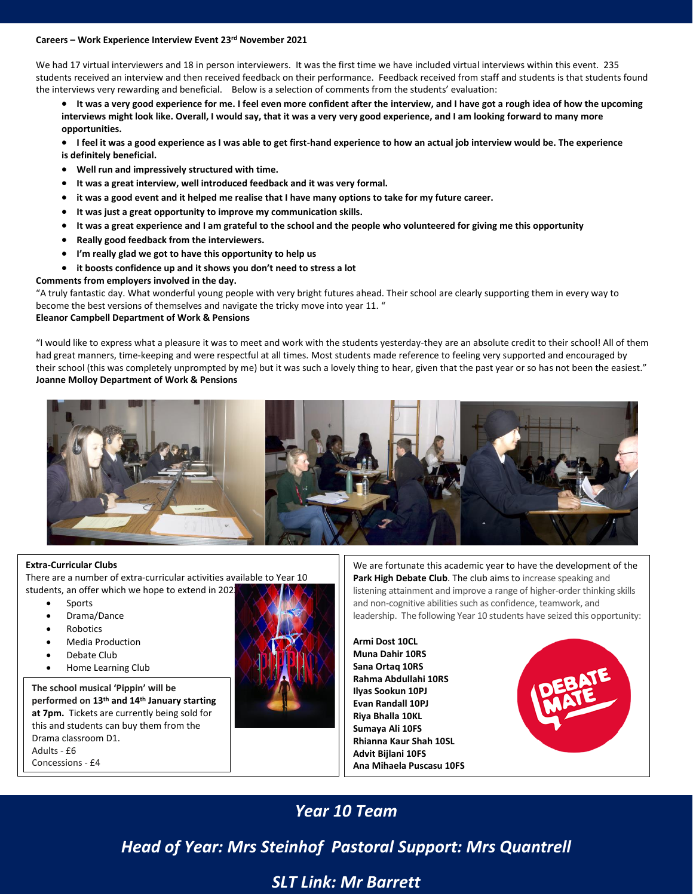**Careers – Work Experience Interview Event 23rd November 2021**

We had 17 virtual interviewers and 18 in person interviewers. It was the first time we have included virtual interviews within this event. 235 students received an interview and then received feedback on their performance. Feedback received from staff and students is that students found the interviews very rewarding and beneficial. Below is a selection of comments from the students' evaluation:

- **It was a very good experience for me. I feel even more confident after the interview, and I have got a rough idea of how the upcoming interviews might look like. Overall, I would say, that it was a very very good experience, and I am looking forward to many more opportunities.**
- **I feel it was a good experience as I was able to get first-hand experience to how an actual job interview would be. The experience is definitely beneficial.**
- **Well run and impressively structured with time.**
- **It was a great interview, well introduced feedback and it was very formal.**
- **it was a good event and it helped me realise that I have many options to take for my future career.**
- **It was just a great opportunity to improve my communication skills.**
- **It was a great experience and I am grateful to the school and the people who volunteered for giving me this opportunity**
- **Really good feedback from the interviewers.**
- **I'm really glad we got to have this opportunity to help us**
- **it boosts confidence up and it shows you don't need to stress a lot**

**Comments from employers involved in the day.**

"A truly fantastic day. What wonderful young people with very bright futures ahead. Their school are clearly supporting them in every way to become the best versions of themselves and navigate the tricky move into year 11. "
**Eleanor Campbell Department of Work & Pensions**

"I would like to express what a pleasure it was to meet and work with the students yesterday-they are an absolute credit to their school! All of them had great manners, time-keeping and were respectful at all times. Most students made reference to feeling very supported and encouraged by their school (this was completely unprompted by me) but it was such a lovely thing to hear, given that the past year or so has not been the easiest."
**Joanne Molloy Department of Work & Pensions**

**Extra-Curricular Clubs**

There are a number of extra-curricular activities available to Year 10 students, an offer which we hope to extend in 2022:

- Sports
- Drama/Dance
- Robotics
- Media Production
- Debate Club
- Home Learning Club

**The school musical 'Pippin' will be performed on 13th and 14th January starting at 7pm.** Tickets are currently being sold for this and students can buy them from the Drama classroom D1.
Adults - £6
Concessions - £4

We are fortunate this academic year to have the development of the **Park High Debate Club**. The club aims to increase speaking and listening attainment and improve a range of higher-order thinking skills and non-cognitive abilities such as confidence, teamwork, and leadership. The following Year 10 students have seized this opportunity:

**Armi Dost 10CL**
**Muna Dahir 10RS**
**Sana Ortaq 10RS**
**Rahma Abdullahi 10RS**
**Ilyas Sookun 10PJ**
**Evan Randall 10PJ**
**Riya Bhalla 10KL**
**Sumaya Ali 10FS**
**Rhianna Kaur Shah 10SL**
**Advit Bijlani 10FS**
**Ana Mihaela Puscasu 10FS**

*Year 10 Team*

*Head of Year: Mrs Steinhof Pastoral Support: Mrs Quantrell*

*SLT Link: Mr Barrett*